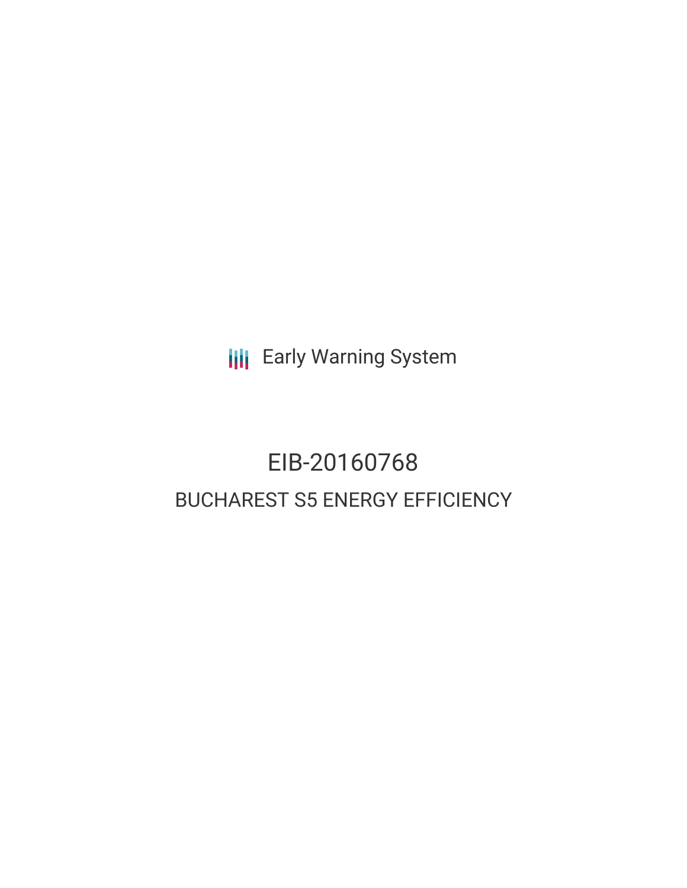Early Warning System

# EIB-20160768

## BUCHAREST S5 ENERGY EFFICIENCY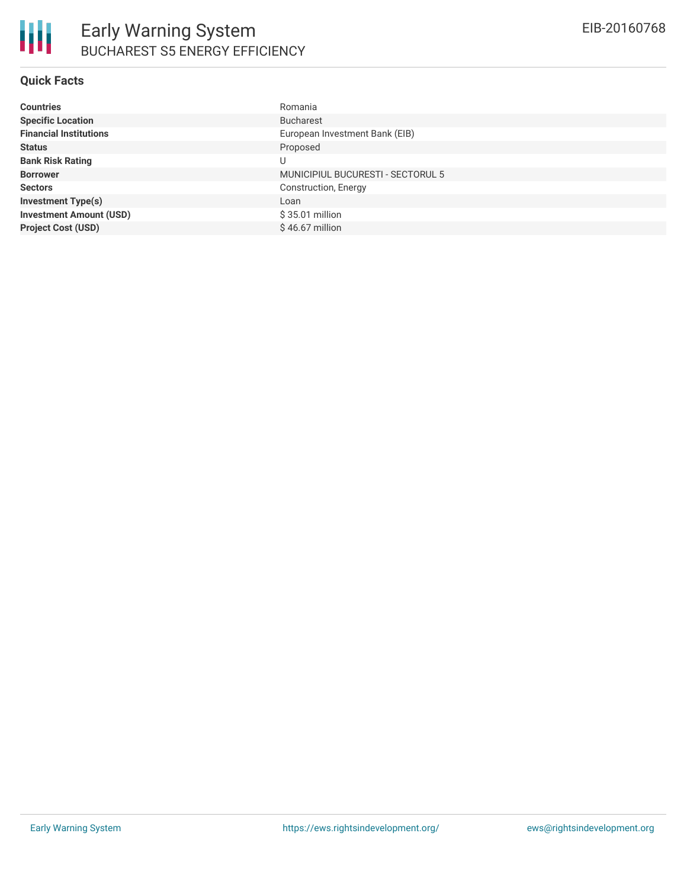# Early Warning System

## BUCHAREST S5 ENERGY EFFICIENCY

EIB-20160768

### Quick Facts

| | |
|---|---|
| **Countries** | Romania |
| **Specific Location** | Bucharest |
| **Financial Institutions** | European Investment Bank (EIB) |
| **Status** | Proposed |
| **Bank Risk Rating** | U |
| **Borrower** | MUNICIPIUL BUCURESTI - SECTORUL 5 |
| **Sectors** | Construction, Energy |
| **Investment Type(s)** | Loan |
| **Investment Amount (USD)** | $ 35.01 million |
| **Project Cost (USD)** | $ 46.67 million |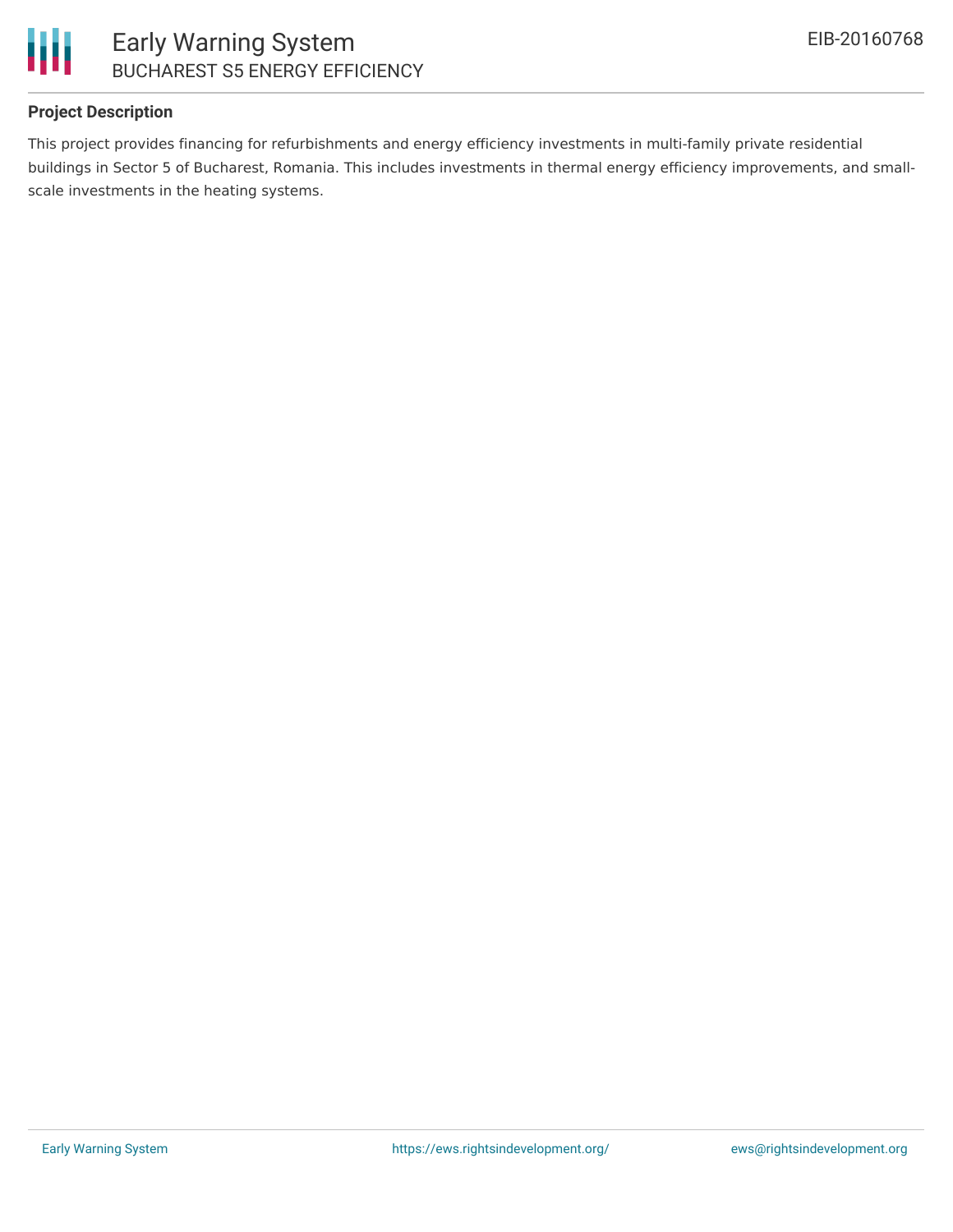## Project Description

This project provides financing for refurbishments and energy efficiency investments in multi-family private residential buildings in Sector 5 of Bucharest, Romania. This includes investments in thermal energy efficiency improvements, and small-scale investments in the heating systems.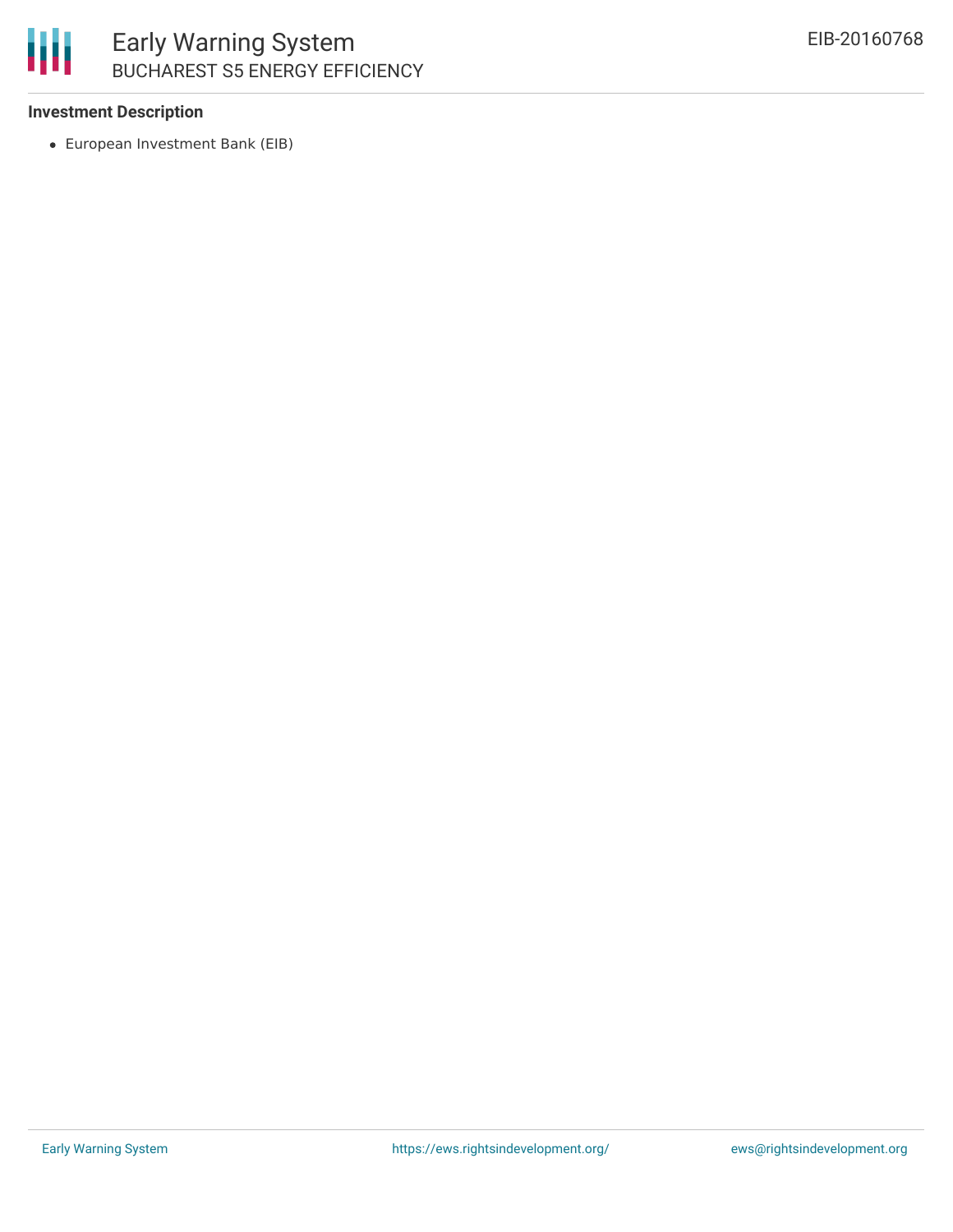### Investment Description

- European Investment Bank (EIB)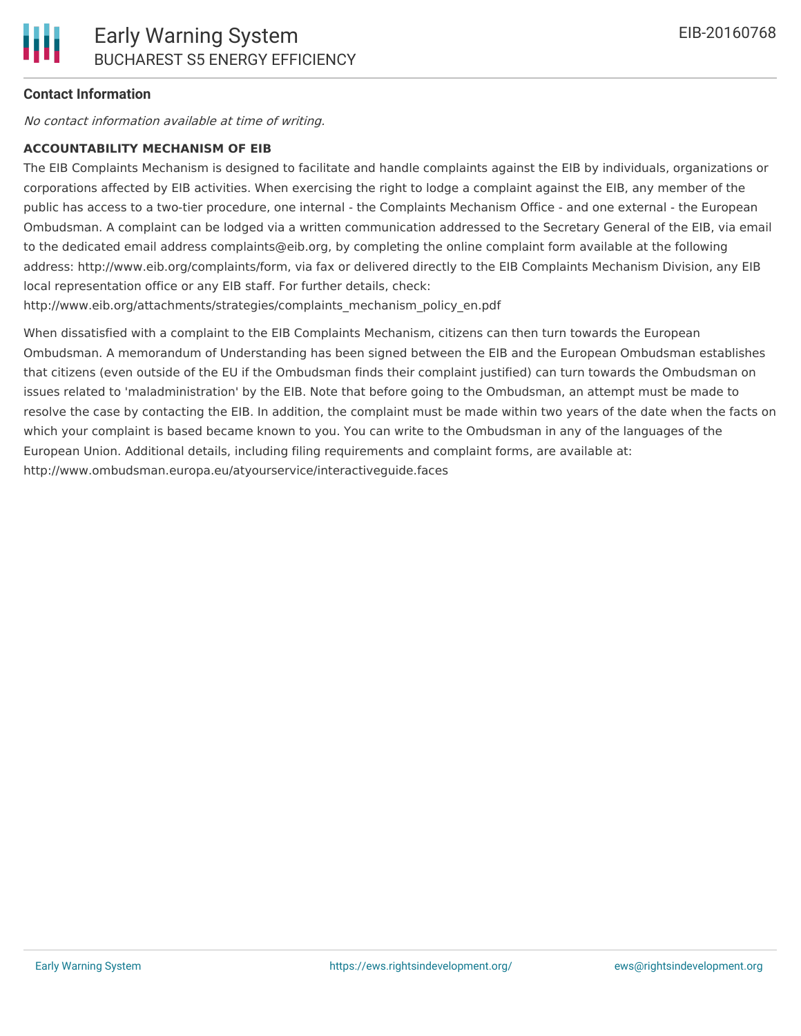**Contact Information**

*No contact information available at time of writing.*

**ACCOUNTABILITY MECHANISM OF EIB**

The EIB Complaints Mechanism is designed to facilitate and handle complaints against the EIB by individuals, organizations or corporations affected by EIB activities. When exercising the right to lodge a complaint against the EIB, any member of the public has access to a two-tier procedure, one internal - the Complaints Mechanism Office - and one external - the European Ombudsman. A complaint can be lodged via a written communication addressed to the Secretary General of the EIB, via email to the dedicated email address complaints@eib.org, by completing the online complaint form available at the following address: http://www.eib.org/complaints/form, via fax or delivered directly to the EIB Complaints Mechanism Division, any EIB local representation office or any EIB staff. For further details, check: http://www.eib.org/attachments/strategies/complaints_mechanism_policy_en.pdf

When dissatisfied with a complaint to the EIB Complaints Mechanism, citizens can then turn towards the European Ombudsman. A memorandum of Understanding has been signed between the EIB and the European Ombudsman establishes that citizens (even outside of the EU if the Ombudsman finds their complaint justified) can turn towards the Ombudsman on issues related to 'maladministration' by the EIB. Note that before going to the Ombudsman, an attempt must be made to resolve the case by contacting the EIB. In addition, the complaint must be made within two years of the date when the facts on which your complaint is based became known to you. You can write to the Ombudsman in any of the languages of the European Union. Additional details, including filing requirements and complaint forms, are available at: http://www.ombudsman.europa.eu/atyourservice/interactiveguide.faces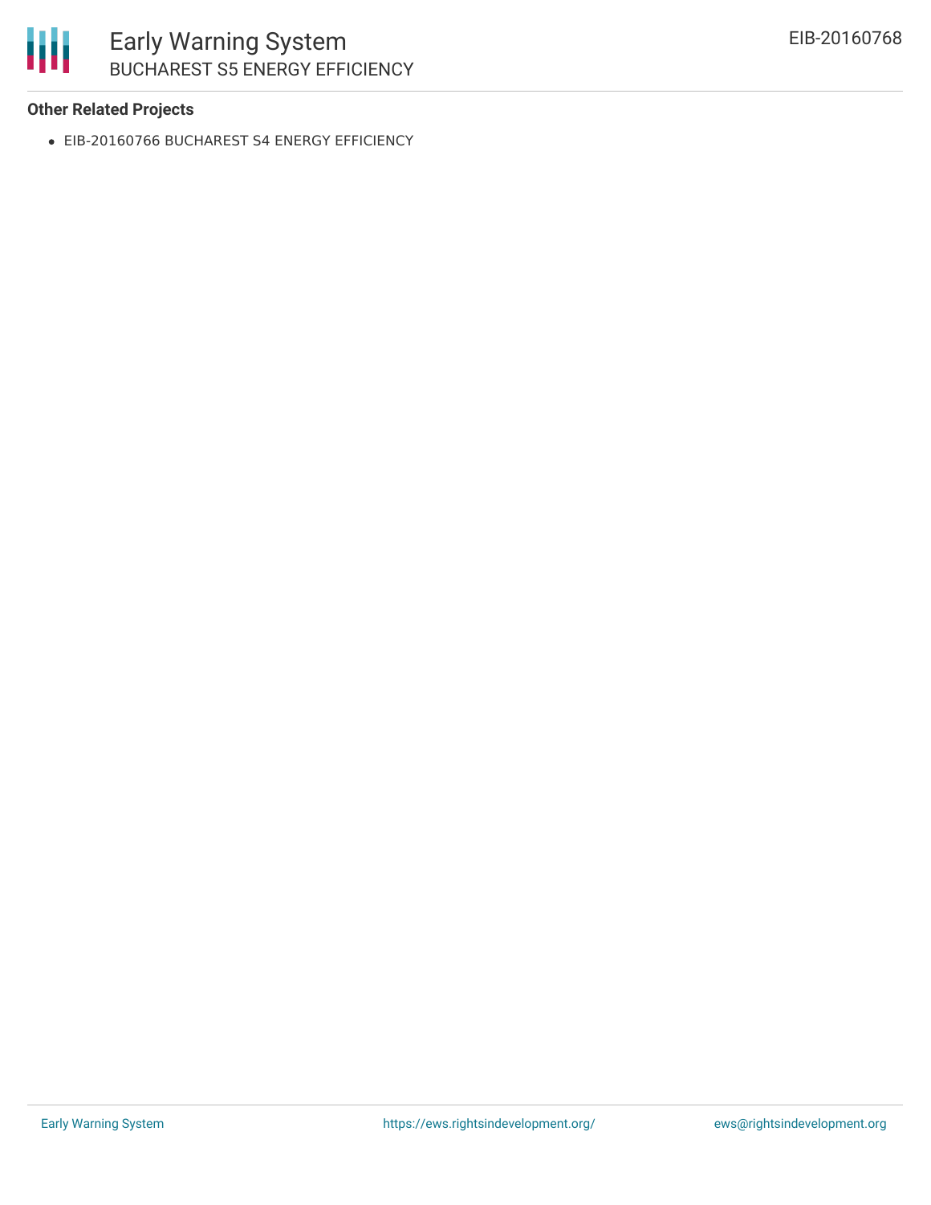**Other Related Projects**

- EIB-20160766 BUCHAREST S4 ENERGY EFFICIENCY